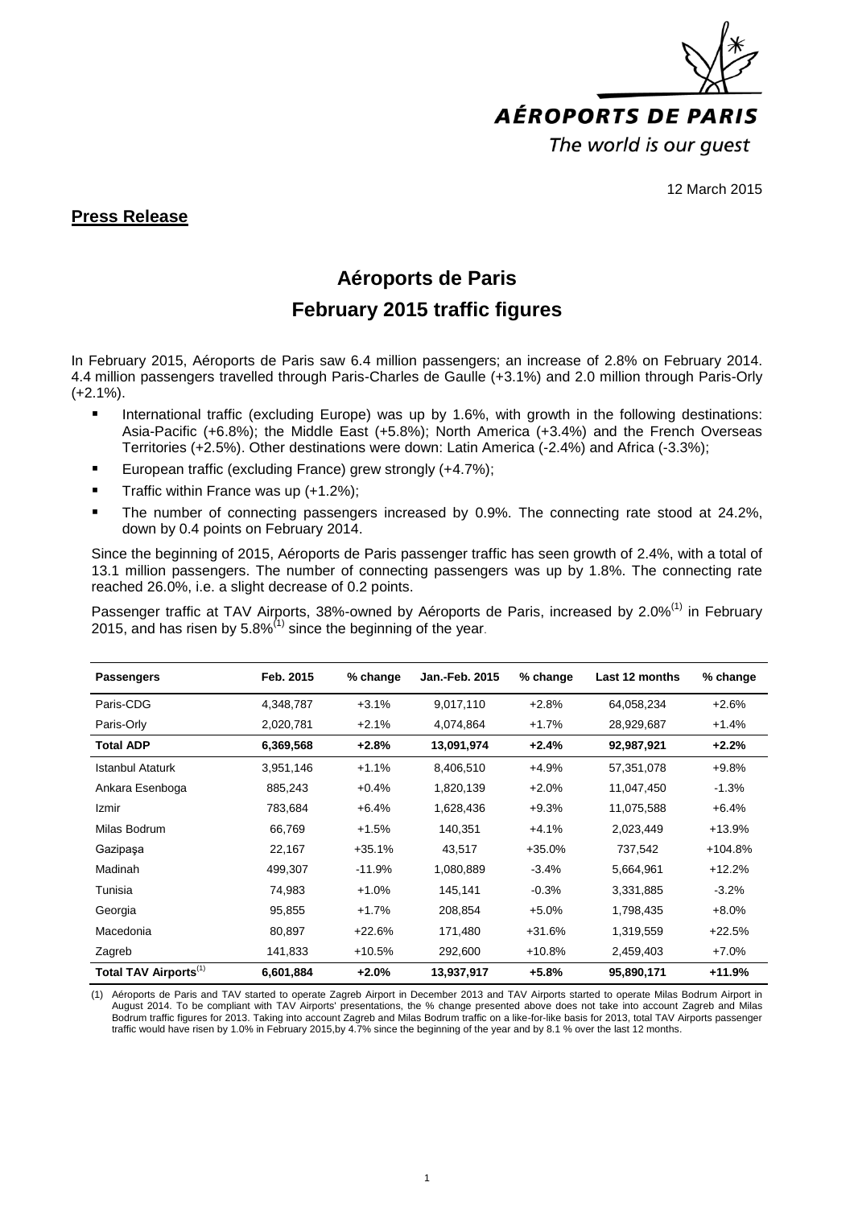AÉROPORTS DE PARIS

The world is our guest

12 March 2015

**Press Release**

# Aéroports de Paris
# February 2015 traffic figures

In February 2015, Aéroports de Paris saw 6.4 million passengers; an increase of 2.8% on February 2014. 4.4 million passengers travelled through Paris-Charles de Gaulle (+3.1%) and 2.0 million through Paris-Orly (+2.1%).

- International traffic (excluding Europe) was up by 1.6%, with growth in the following destinations: Asia-Pacific (+6.8%); the Middle East (+5.8%); North America (+3.4%) and the French Overseas Territories (+2.5%). Other destinations were down: Latin America (-2.4%) and Africa (-3.3%);
- European traffic (excluding France) grew strongly (+4.7%);
- Traffic within France was up (+1.2%);
- The number of connecting passengers increased by 0.9%. The connecting rate stood at 24.2%, down by 0.4 points on February 2014.

Since the beginning of 2015, Aéroports de Paris passenger traffic has seen growth of 2.4%, with a total of 13.1 million passengers. The number of connecting passengers was up by 1.8%. The connecting rate reached 26.0%, i.e. a slight decrease of 0.2 points.

Passenger traffic at TAV Airports, 38%-owned by Aéroports de Paris, increased by 2.0%(1) in February 2015, and has risen by 5.8%(1) since the beginning of the year.

| **Passengers** | **Feb. 2015** | **% change** | **Jan.-Feb. 2015** | **% change** | **Last 12 months** | **% change** |
|---|---|---|---|---|---|---|
| Paris-CDG | 4,348,787 | +3.1% | 9,017,110 | +2.8% | 64,058,234 | +2.6% |
| Paris-Orly | 2,020,781 | +2.1% | 4,074,864 | +1.7% | 28,929,687 | +1.4% |
| **Total ADP** | **6,369,568** | **+2.8%** | **13,091,974** | **+2.4%** | **92,987,921** | **+2.2%** |
| Istanbul Ataturk | 3,951,146 | +1.1% | 8,406,510 | +4.9% | 57,351,078 | +9.8% |
| Ankara Esenboga | 885,243 | +0.4% | 1,820,139 | +2.0% | 11,047,450 | -1.3% |
| Izmir | 783,684 | +6.4% | 1,628,436 | +9.3% | 11,075,588 | +6.4% |
| Milas Bodrum | 66,769 | +1.5% | 140,351 | +4.1% | 2,023,449 | +13.9% |
| Gazipaşa | 22,167 | +35.1% | 43,517 | +35.0% | 737,542 | +104.8% |
| Madinah | 499,307 | -11.9% | 1,080,889 | -3.4% | 5,664,961 | +12.2% |
| Tunisia | 74,983 | +1.0% | 145,141 | -0.3% | 3,331,885 | -3.2% |
| Georgia | 95,855 | +1.7% | 208,854 | +5.0% | 1,798,435 | +8.0% |
| Macedonia | 80,897 | +22.6% | 171,480 | +31.6% | 1,319,559 | +22.5% |
| Zagreb | 141,833 | +10.5% | 292,600 | +10.8% | 2,459,403 | +7.0% |
| **Total TAV Airports(1)** | **6,601,884** | **+2.0%** | **13,937,917** | **+5.8%** | **95,890,171** | **+11.9%** |

(1) Aéroports de Paris and TAV started to operate Zagreb Airport in December 2013 and TAV Airports started to operate Milas Bodrum Airport in August 2014. To be compliant with TAV Airports' presentations, the % change presented above does not take into account Zagreb and Milas Bodrum traffic figures for 2013. Taking into account Zagreb and Milas Bodrum traffic on a like-for-like basis for 2013, total TAV Airports passenger traffic would have risen by 1.0% in February 2015,by 4.7% since the beginning of the year and by 8.1 % over the last 12 months.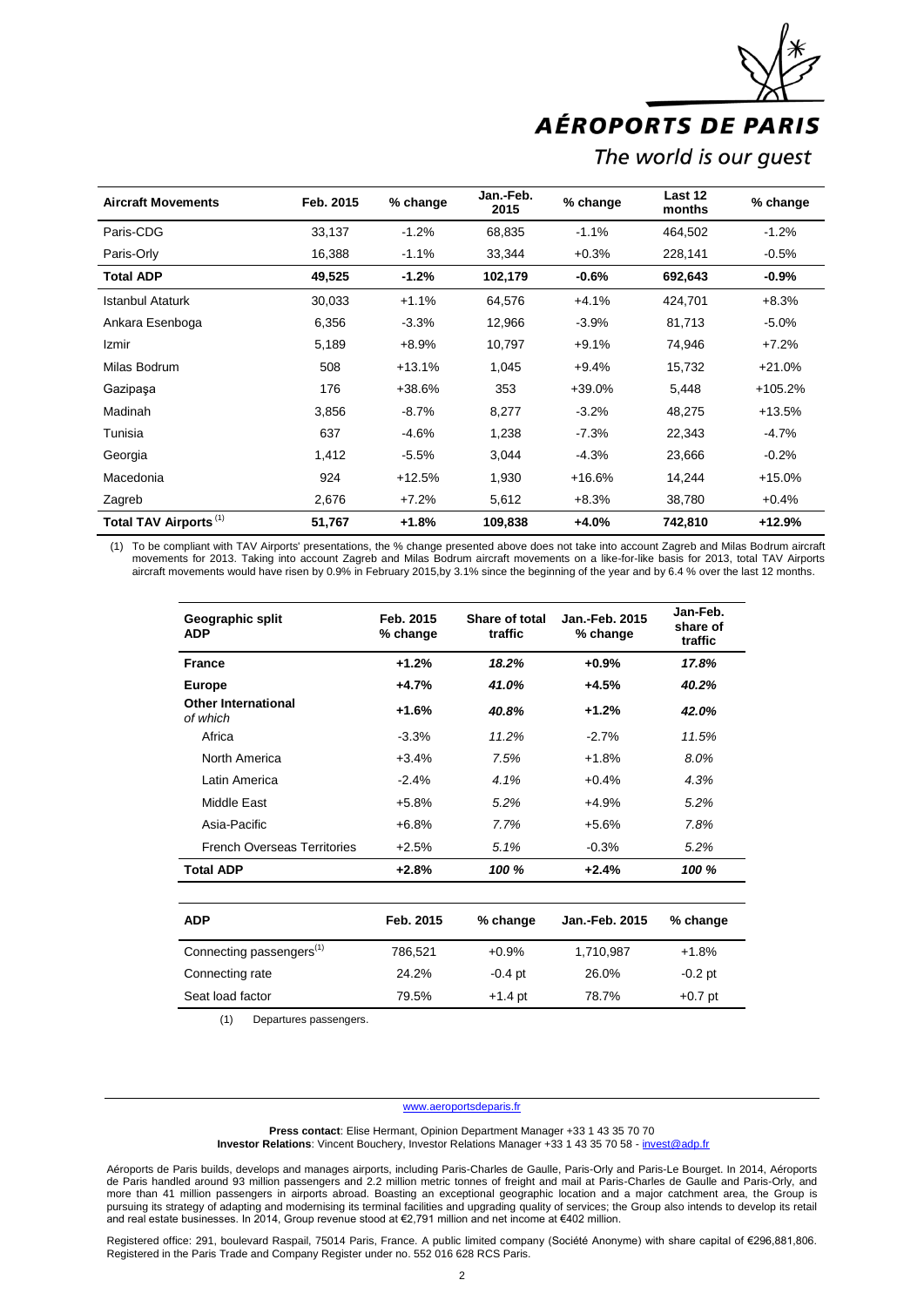| Aircraft Movements | Feb. 2015 | % change | Jan.-Feb. 2015 | % change | Last 12 months | % change |
|---|---|---|---|---|---|---|
| Paris-CDG | 33,137 | -1.2% | 68,835 | -1.1% | 464,502 | -1.2% |
| Paris-Orly | 16,388 | -1.1% | 33,344 | +0.3% | 228,141 | -0.5% |
| **Total ADP** | **49,525** | **-1.2%** | **102,179** | **-0.6%** | **692,643** | **-0.9%** |
| Istanbul Ataturk | 30,033 | +1.1% | 64,576 | +4.1% | 424,701 | +8.3% |
| Ankara Esenboga | 6,356 | -3.3% | 12,966 | -3.9% | 81,713 | -5.0% |
| Izmir | 5,189 | +8.9% | 10,797 | +9.1% | 74,946 | +7.2% |
| Milas Bodrum | 508 | +13.1% | 1,045 | +9.4% | 15,732 | +21.0% |
| Gazipaşa | 176 | +38.6% | 353 | +39.0% | 5,448 | +105.2% |
| Madinah | 3,856 | -8.7% | 8,277 | -3.2% | 48,275 | +13.5% |
| Tunisia | 637 | -4.6% | 1,238 | -7.3% | 22,343 | -4.7% |
| Georgia | 1,412 | -5.5% | 3,044 | -4.3% | 23,666 | -0.2% |
| Macedonia | 924 | +12.5% | 1,930 | +16.6% | 14,244 | +15.0% |
| Zagreb | 2,676 | +7.2% | 5,612 | +8.3% | 38,780 | +0.4% |
| **Total TAV Airports** [(1)] | **51,767** | **+1.8%** | **109,838** | **+4.0%** | **742,810** | **+12.9%** |

(1) To be compliant with TAV Airports' presentations, the % change presented above does not take into account Zagreb and Milas Bodrum aircraft movements for 2013. Taking into account Zagreb and Milas Bodrum aircraft movements on a like-for-like basis for 2013, total TAV Airports aircraft movements would have risen by 0.9% in February 2015,by 3.1% since the beginning of the year and by 6.4 % over the last 12 months.

| Geographic split ADP | Feb. 2015 % change | Share of total traffic | Jan.-Feb. 2015 % change | Jan-Feb. share of traffic |
|---|---|---|---|---|
| **France** | **+1.2%** | ***18.2%*** | **+0.9%** | ***17.8%*** |
| **Europe** | **+4.7%** | ***41.0%*** | **+4.5%** | ***40.2%*** |
| **Other International** *of which* | **+1.6%** | ***40.8%*** | **+1.2%** | ***42.0%*** |
| Africa | -3.3% | *11.2%* | -2.7% | *11.5%* |
| North America | +3.4% | *7.5%* | +1.8% | *8.0%* |
| Latin America | -2.4% | *4.1%* | +0.4% | *4.3%* |
| Middle East | +5.8% | *5.2%* | +4.9% | *5.2%* |
| Asia-Pacific | +6.8% | *7.7%* | +5.6% | *7.8%* |
| French Overseas Territories | +2.5% | *5.1%* | -0.3% | *5.2%* |
| **Total ADP** | **+2.8%** | ***100 %*** | **+2.4%** | ***100 %*** |

| ADP | Feb. 2015 | % change | Jan.-Feb. 2015 | % change |
|---|---|---|---|---|
| Connecting passengers[(1)] | 786,521 | +0.9% | 1,710,987 | +1.8% |
| Connecting rate | 24.2% | -0.4 pt | 26.0% | -0.2 pt |
| Seat load factor | 79.5% | +1.4 pt | 78.7% | +0.7 pt |

(1) Departures passengers.

www.aeroportsdeparis.fr

**Press contact**: Elise Hermant, Opinion Department Manager +33 1 43 35 70 70
**Investor Relations**: Vincent Bouchery, Investor Relations Manager +33 1 43 35 70 58 - invest@adp.fr

Aéroports de Paris builds, develops and manages airports, including Paris-Charles de Gaulle, Paris-Orly and Paris-Le Bourget. In 2014, Aéroports de Paris handled around 93 million passengers and 2.2 million metric tonnes of freight and mail at Paris-Charles de Gaulle and Paris-Orly, and more than 41 million passengers in airports abroad. Boasting an exceptional geographic location and a major catchment area, the Group is pursuing its strategy of adapting and modernising its terminal facilities and upgrading quality of services; the Group also intends to develop its retail and real estate businesses. In 2014, Group revenue stood at €2,791 million and net income at €402 million.

Registered office: 291, boulevard Raspail, 75014 Paris, France. A public limited company (Société Anonyme) with share capital of €296,881,806. Registered in the Paris Trade and Company Register under no. 552 016 628 RCS Paris.